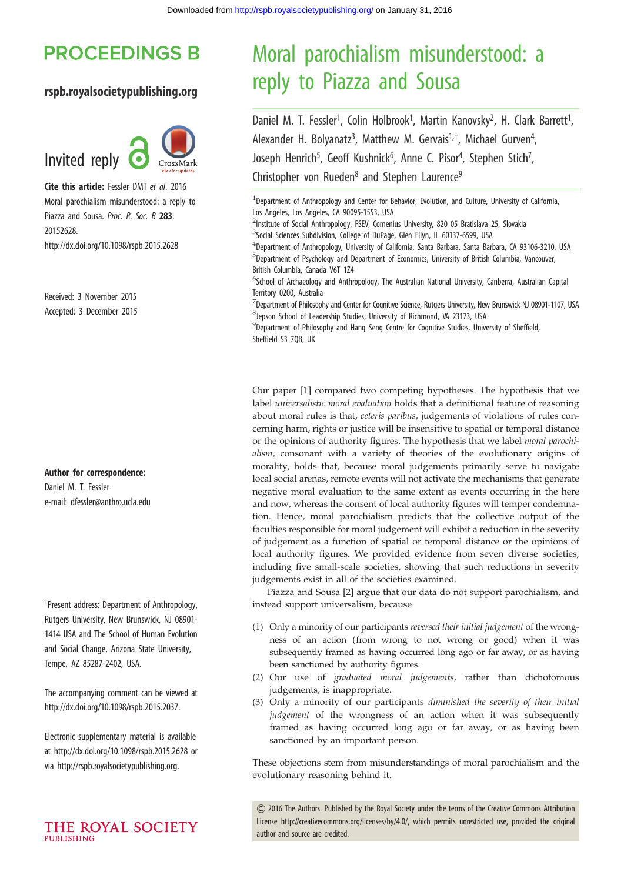# Moral parochialism misunderstood: a reply to Piazza and Sousa

Daniel M. T. Fessler[1], Colin Holbrook[1], Martin Kanovsky[2], H. Clark Barrett[1], Alexander H. Bolyanatz[3], Matthew M. Gervais[1,†], Michael Gurven[4], Joseph Henrich[5], Geoff Kushnick[6], Anne C. Pisor[4], Stephen Stich[7], Christopher von Rueden[8] and Stephen Laurence[9]

[1]Department of Anthropology and Center for Behavior, Evolution, and Culture, University of California, Los Angeles, Los Angeles, CA 90095-1553, USA
[2]Institute of Social Anthropology, FSEV, Comenius University, 820 05 Bratislava 25, Slovakia
[3]Social Sciences Subdivision, College of DuPage, Glen Ellyn, IL 60137-6599, USA
[4]Department of Anthropology, University of California, Santa Barbara, Santa Barbara, CA 93106-3210, USA
[5]Department of Psychology and Department of Economics, University of British Columbia, Vancouver, British Columbia, Canada V6T 1Z4
[6]School of Archaeology and Anthropology, The Australian National University, Canberra, Australian Capital Territory 0200, Australia
[7]Department of Philosophy and Center for Cognitive Science, Rutgers University, New Brunswick NJ 08901-1107, USA
[8]Jepson School of Leadership Studies, University of Richmond, VA 23173, USA
[9]Department of Philosophy and Hang Seng Centre for Cognitive Studies, University of Sheffield, Sheffield S3 7QB, UK

Invited reply

**Cite this article:** Fessler DMT *et al.* 2016 Moral parochialism misunderstood: a reply to Piazza and Sousa. *Proc. R. Soc. B* **283**: 20152628. http://dx.doi.org/10.1098/rspb.2015.2628

Received: 3 November 2015
Accepted: 3 December 2015

**Author for correspondence:**
Daniel M. T. Fessler
e-mail: dfessler@anthro.ucla.edu

†Present address: Department of Anthropology, Rutgers University, New Brunswick, NJ 08901-1414 USA and The School of Human Evolution and Social Change, Arizona State University, Tempe, AZ 85287-2402, USA.

The accompanying comment can be viewed at http://dx.doi.org/10.1098/rspb.2015.2037.

Electronic supplementary material is available at http://dx.doi.org/10.1098/rspb.2015.2628 or via http://rspb.royalsocietypublishing.org.

Our paper [1] compared two competing hypotheses. The hypothesis that we label *universalistic moral evaluation* holds that a definitional feature of reasoning about moral rules is that, *ceteris paribus*, judgements of violations of rules concerning harm, rights or justice will be insensitive to spatial or temporal distance or the opinions of authority figures. The hypothesis that we label *moral parochialism,* consonant with a variety of theories of the evolutionary origins of morality, holds that, because moral judgements primarily serve to navigate local social arenas, remote events will not activate the mechanisms that generate negative moral evaluation to the same extent as events occurring in the here and now, whereas the consent of local authority figures will temper condemnation. Hence, moral parochialism predicts that the collective output of the faculties responsible for moral judgement will exhibit a reduction in the severity of judgement as a function of spatial or temporal distance or the opinions of local authority figures. We provided evidence from seven diverse societies, including five small-scale societies, showing that such reductions in severity judgements exist in all of the societies examined.

Piazza and Sousa [2] argue that our data do not support parochialism, and instead support universalism, because

(1) Only a minority of our participants *reversed their initial judgement* of the wrongness of an action (from wrong to not wrong or good) when it was subsequently framed as having occurred long ago or far away, or as having been sanctioned by authority figures.
(2) Our use of *graduated moral judgements*, rather than dichotomous judgements, is inappropriate.
(3) Only a minority of our participants *diminished the severity of their initial judgement* of the wrongness of an action when it was subsequently framed as having occurred long ago or far away, or as having been sanctioned by an important person.

These objections stem from misunderstandings of moral parochialism and the evolutionary reasoning behind it.

© 2016 The Authors. Published by the Royal Society under the terms of the Creative Commons Attribution License http://creativecommons.org/licenses/by/4.0/, which permits unrestricted use, provided the original author and source are credited.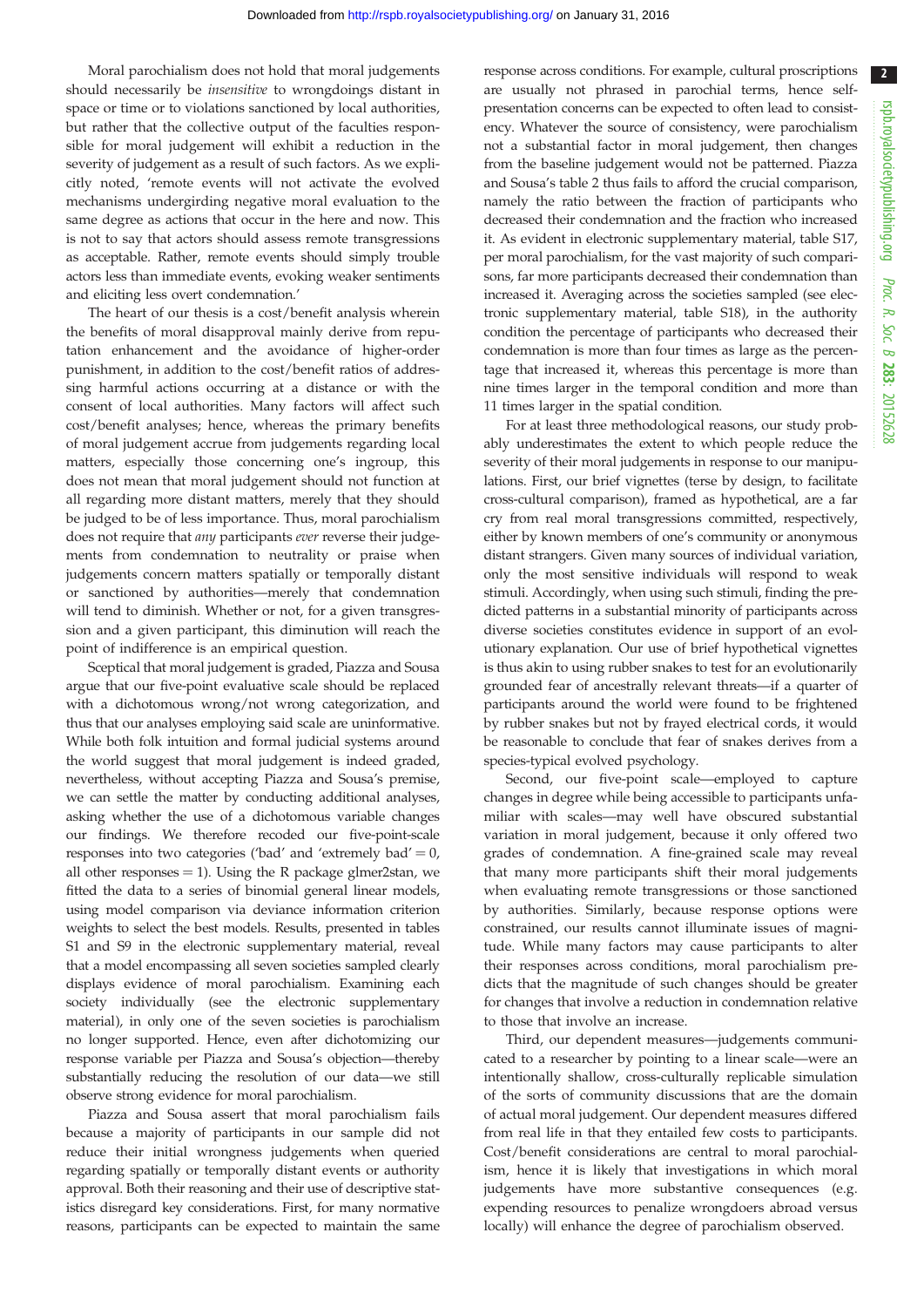Moral parochialism does not hold that moral judgements should necessarily be *insensitive* to wrongdoings distant in space or time or to violations sanctioned by local authorities, but rather that the collective output of the faculties responsible for moral judgement will exhibit a reduction in the severity of judgement as a result of such factors. As we explicitly noted, 'remote events will not activate the evolved mechanisms undergirding negative moral evaluation to the same degree as actions that occur in the here and now. This is not to say that actors should assess remote transgressions as acceptable. Rather, remote events should simply trouble actors less than immediate events, evoking weaker sentiments and eliciting less overt condemnation.'

The heart of our thesis is a cost/benefit analysis wherein the benefits of moral disapproval mainly derive from reputation enhancement and the avoidance of higher-order punishment, in addition to the cost/benefit ratios of addressing harmful actions occurring at a distance or with the consent of local authorities. Many factors will affect such cost/benefit analyses; hence, whereas the primary benefits of moral judgement accrue from judgements regarding local matters, especially those concerning one's ingroup, this does not mean that moral judgement should not function at all regarding more distant matters, merely that they should be judged to be of less importance. Thus, moral parochialism does not require that *any* participants *ever* reverse their judgements from condemnation to neutrality or praise when judgements concern matters spatially or temporally distant or sanctioned by authorities—merely that condemnation will tend to diminish. Whether or not, for a given transgression and a given participant, this diminution will reach the point of indifference is an empirical question.

Sceptical that moral judgement is graded, Piazza and Sousa argue that our five-point evaluative scale should be replaced with a dichotomous wrong/not wrong categorization, and thus that our analyses employing said scale are uninformative. While both folk intuition and formal judicial systems around the world suggest that moral judgement is indeed graded, nevertheless, without accepting Piazza and Sousa's premise, we can settle the matter by conducting additional analyses, asking whether the use of a dichotomous variable changes our findings. We therefore recoded our five-point-scale responses into two categories ('bad' and 'extremely bad' = 0, all other responses = 1). Using the R package glmer2stan, we fitted the data to a series of binomial general linear models, using model comparison via deviance information criterion weights to select the best models. Results, presented in tables S1 and S9 in the electronic supplementary material, reveal that a model encompassing all seven societies sampled clearly displays evidence of moral parochialism. Examining each society individually (see the electronic supplementary material), in only one of the seven societies is parochialism no longer supported. Hence, even after dichotomizing our response variable per Piazza and Sousa's objection—thereby substantially reducing the resolution of our data—we still observe strong evidence for moral parochialism.

Piazza and Sousa assert that moral parochialism fails because a majority of participants in our sample did not reduce their initial wrongness judgements when queried regarding spatially or temporally distant events or authority approval. Both their reasoning and their use of descriptive statistics disregard key considerations. First, for many normative reasons, participants can be expected to maintain the same response across conditions. For example, cultural proscriptions are usually not phrased in parochial terms, hence self-presentation concerns can be expected to often lead to consistency. Whatever the source of consistency, were parochialism not a substantial factor in moral judgement, then changes from the baseline judgement would not be patterned. Piazza and Sousa's table 2 thus fails to afford the crucial comparison, namely the ratio between the fraction of participants who decreased their condemnation and the fraction who increased it. As evident in electronic supplementary material, table S17, per moral parochialism, for the vast majority of such comparisons, far more participants decreased their condemnation than increased it. Averaging across the societies sampled (see electronic supplementary material, table S18), in the authority condition the percentage of participants who decreased their condemnation is more than four times as large as the percentage that increased it, whereas this percentage is more than nine times larger in the temporal condition and more than 11 times larger in the spatial condition.

For at least three methodological reasons, our study probably underestimates the extent to which people reduce the severity of their moral judgements in response to our manipulations. First, our brief vignettes (terse by design, to facilitate cross-cultural comparison), framed as hypothetical, are a far cry from real moral transgressions committed, respectively, either by known members of one's community or anonymous distant strangers. Given many sources of individual variation, only the most sensitive individuals will respond to weak stimuli. Accordingly, when using such stimuli, finding the predicted patterns in a substantial minority of participants across diverse societies constitutes evidence in support of an evolutionary explanation. Our use of brief hypothetical vignettes is thus akin to using rubber snakes to test for an evolutionarily grounded fear of ancestrally relevant threats—if a quarter of participants around the world were found to be frightened by rubber snakes but not by frayed electrical cords, it would be reasonable to conclude that fear of snakes derives from a species-typical evolved psychology.

Second, our five-point scale—employed to capture changes in degree while being accessible to participants unfamiliar with scales—may well have obscured substantial variation in moral judgement, because it only offered two grades of condemnation. A fine-grained scale may reveal that many more participants shift their moral judgements when evaluating remote transgressions or those sanctioned by authorities. Similarly, because response options were constrained, our results cannot illuminate issues of magnitude. While many factors may cause participants to alter their responses across conditions, moral parochialism predicts that the magnitude of such changes should be greater for changes that involve a reduction in condemnation relative to those that involve an increase.

Third, our dependent measures—judgements communicated to a researcher by pointing to a linear scale—were an intentionally shallow, cross-culturally replicable simulation of the sorts of community discussions that are the domain of actual moral judgement. Our dependent measures differed from real life in that they entailed few costs to participants. Cost/benefit considerations are central to moral parochialism, hence it is likely that investigations in which moral judgements have more substantive consequences (e.g. expending resources to penalize wrongdoers abroad versus locally) will enhance the degree of parochialism observed.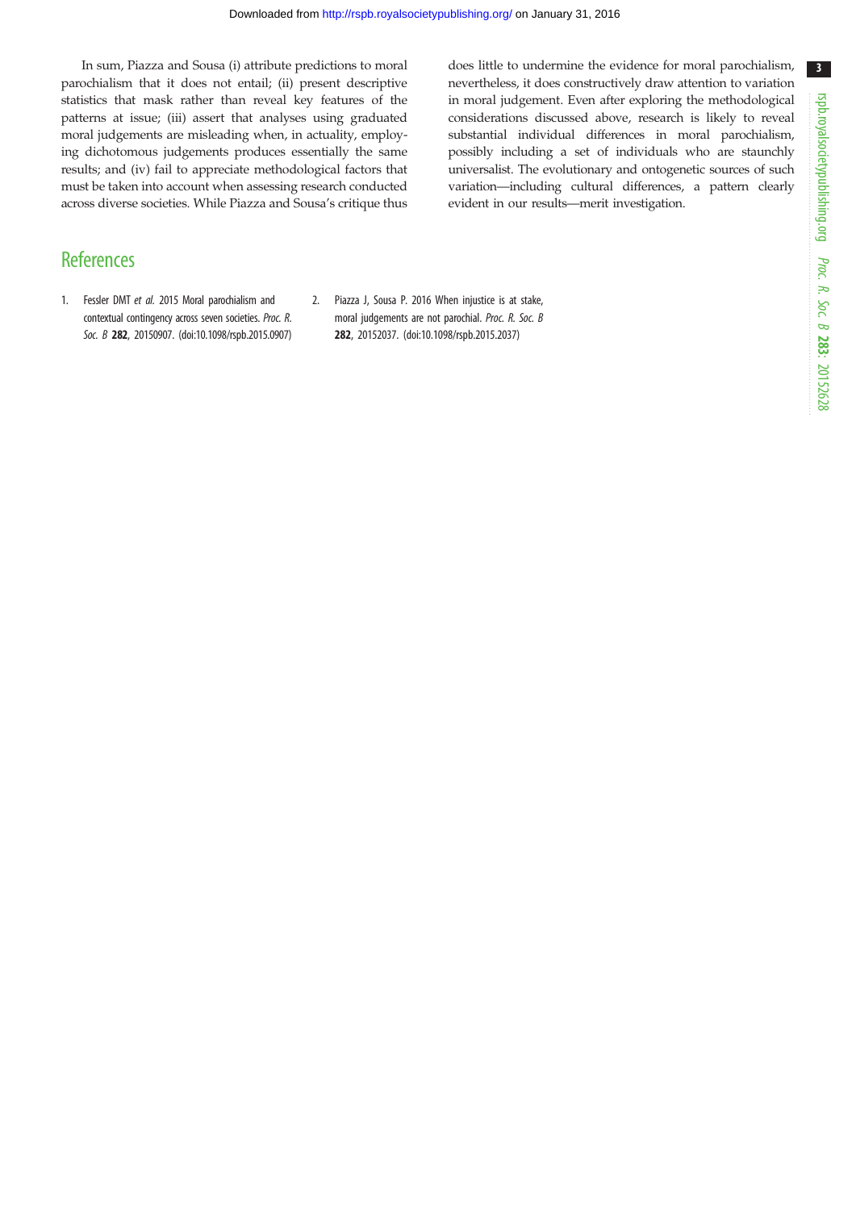In sum, Piazza and Sousa (i) attribute predictions to moral parochialism that it does not entail; (ii) present descriptive statistics that mask rather than reveal key features of the patterns at issue; (iii) assert that analyses using graduated moral judgements are misleading when, in actuality, employing dichotomous judgements produces essentially the same results; and (iv) fail to appreciate methodological factors that must be taken into account when assessing research conducted across diverse societies. While Piazza and Sousa's critique thus does little to undermine the evidence for moral parochialism, nevertheless, it does constructively draw attention to variation in moral judgement. Even after exploring the methodological considerations discussed above, research is likely to reveal substantial individual differences in moral parochialism, possibly including a set of individuals who are staunchly universalist. The evolutionary and ontogenetic sources of such variation—including cultural differences, a pattern clearly evident in our results—merit investigation.

## References

1. Fessler DMT *et al.* 2015 Moral parochialism and contextual contingency across seven societies. *Proc. R. Soc. B* **282**, 20150907. (doi:10.1098/rspb.2015.0907)
2. Piazza J, Sousa P. 2016 When injustice is at stake, moral judgements are not parochial. *Proc. R. Soc. B* **282**, 20152037. (doi:10.1098/rspb.2015.2037)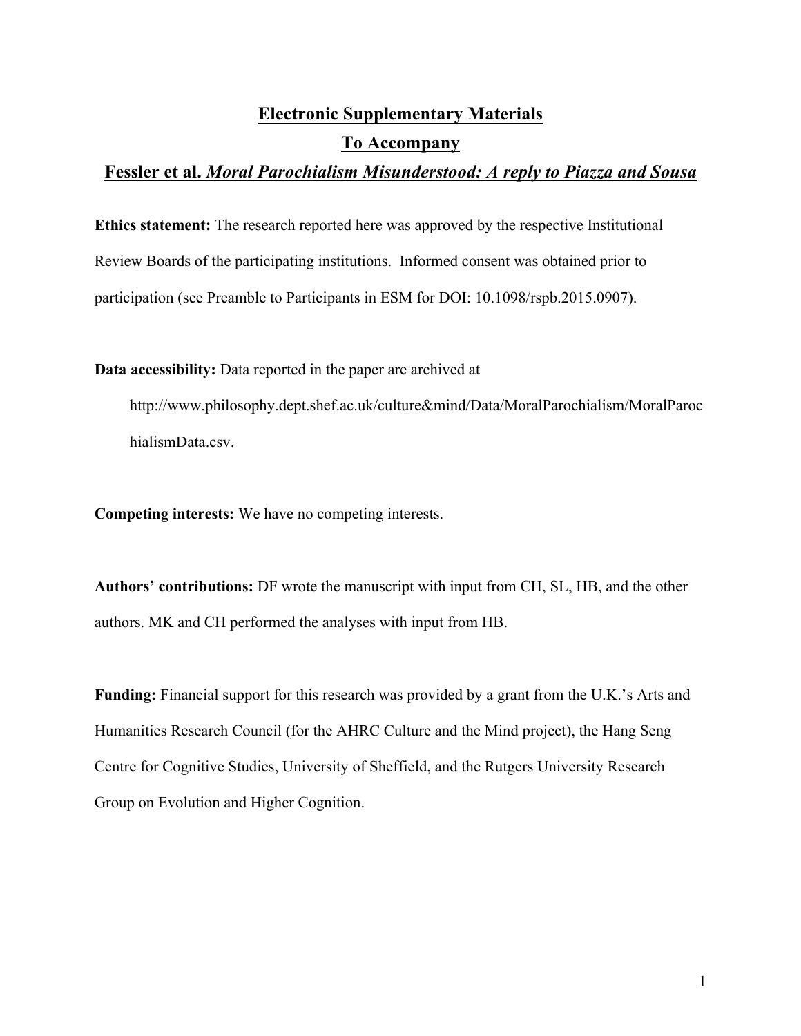# Electronic Supplementary Materials

## To Accompany

## Fessler et al. *Moral Parochialism Misunderstood: A reply to Piazza and Sousa*

**Ethics statement:** The research reported here was approved by the respective Institutional Review Boards of the participating institutions. Informed consent was obtained prior to participation (see Preamble to Participants in ESM for DOI: 10.1098/rspb.2015.0907).

**Data accessibility:** Data reported in the paper are archived at

http://www.philosophy.dept.shef.ac.uk/culture&mind/Data/MoralParochialism/MoralParochialismData.csv.

**Competing interests:** We have no competing interests.

**Authors' contributions:** DF wrote the manuscript with input from CH, SL, HB, and the other authors. MK and CH performed the analyses with input from HB.

**Funding:** Financial support for this research was provided by a grant from the U.K.'s Arts and Humanities Research Council (for the AHRC Culture and the Mind project), the Hang Seng Centre for Cognitive Studies, University of Sheffield, and the Rutgers University Research Group on Evolution and Higher Cognition.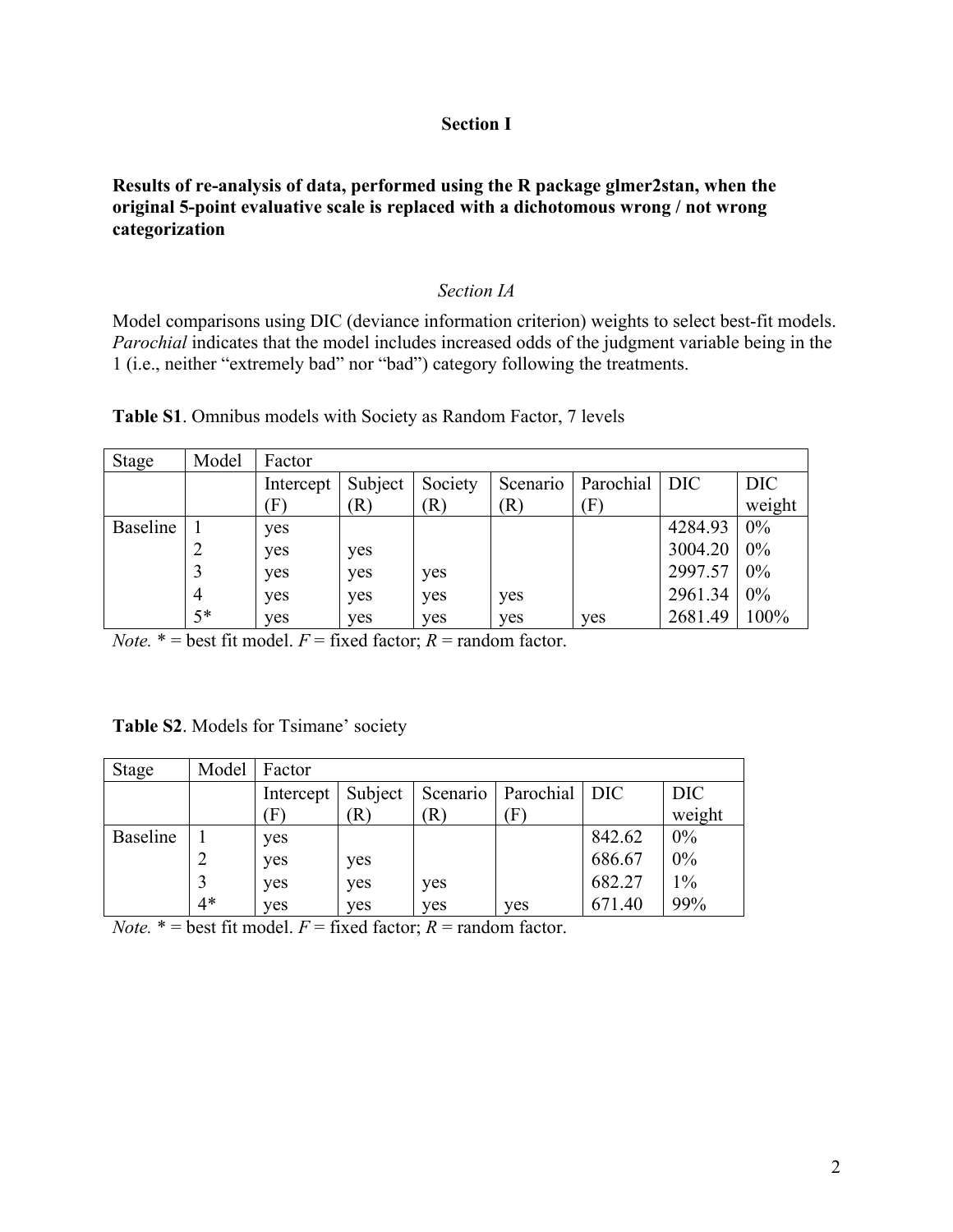## Section I

**Results of re-analysis of data, performed using the R package glmer2stan, when the original 5-point evaluative scale is replaced with a dichotomous wrong / not wrong categorization**

### *Section IA*

Model comparisons using DIC (deviance information criterion) weights to select best-fit models. *Parochial* indicates that the model includes increased odds of the judgment variable being in the 1 (i.e., neither "extremely bad" nor "bad") category following the treatments.

**Table S1**. Omnibus models with Society as Random Factor, 7 levels

| Stage | Model | Factor | | | | | | |
|---|---|---|---|---|---|---|---|---|
| | | Intercept (F) | Subject (R) | Society (R) | Scenario (R) | Parochial (F) | DIC | DIC weight |
| Baseline | 1 | yes | | | | | 4284.93 | 0% |
| | 2 | yes | yes | | | | 3004.20 | 0% |
| | 3 | yes | yes | yes | | | 2997.57 | 0% |
| | 4 | yes | yes | yes | yes | | 2961.34 | 0% |
| | 5* | yes | yes | yes | yes | yes | 2681.49 | 100% |

*Note.* * = best fit model. *F* = fixed factor; *R* = random factor.

**Table S2**. Models for Tsimane' society

| Stage | Model | Factor | | | | | |
|---|---|---|---|---|---|---|---|
| | | Intercept (F) | Subject (R) | Scenario (R) | Parochial (F) | DIC | DIC weight |
| Baseline | 1 | yes | | | | 842.62 | 0% |
| | 2 | yes | yes | | | 686.67 | 0% |
| | 3 | yes | yes | yes | | 682.27 | 1% |
| | 4* | yes | yes | yes | yes | 671.40 | 99% |

*Note.* * = best fit model. *F* = fixed factor; *R* = random factor.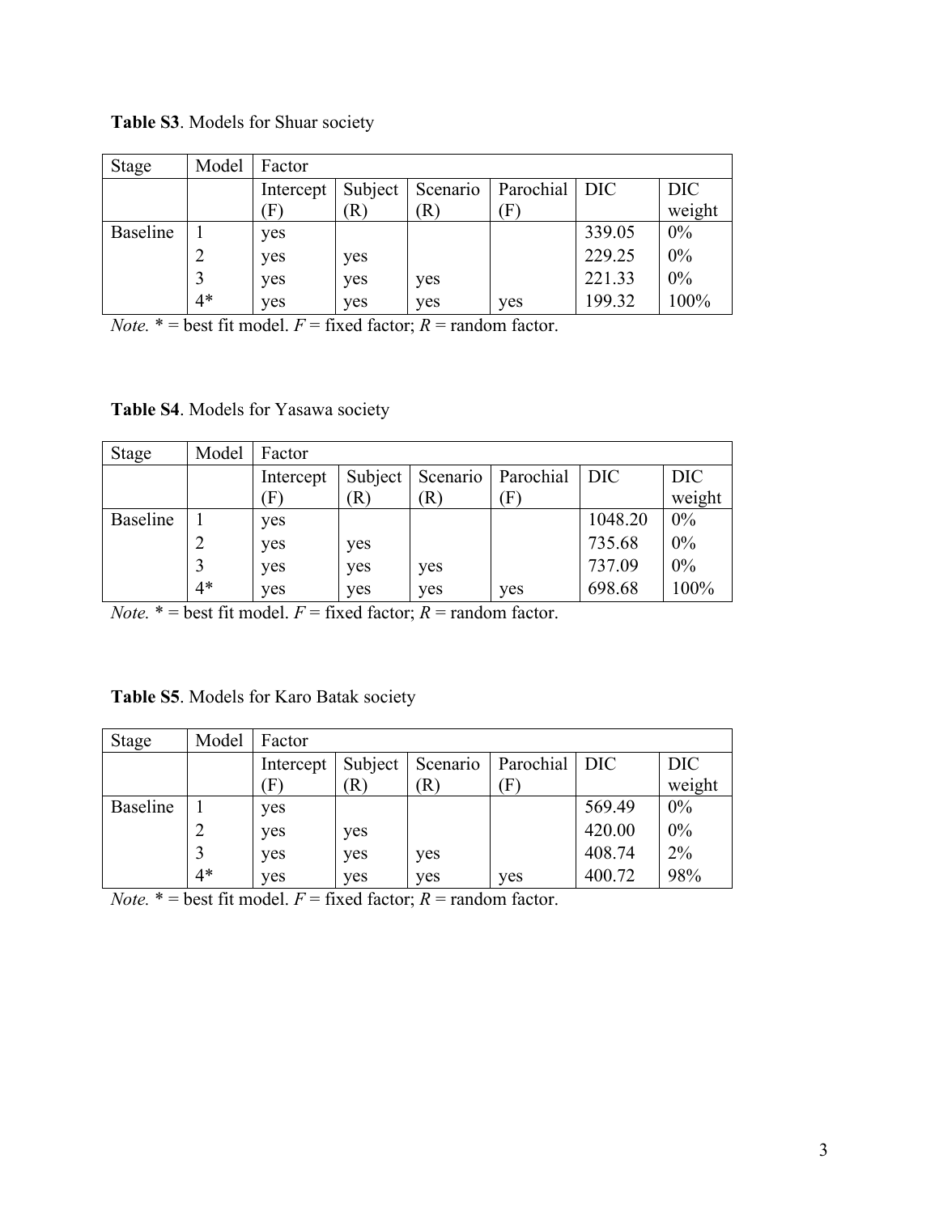**Table S3**. Models for Shuar society

| Stage | Model | Factor | | | | | |
|---|---|---|---|---|---|---|---|
| | | Intercept (F) | Subject (R) | Scenario (R) | Parochial (F) | DIC | DIC weight |
| Baseline | 1 | yes | | | | 339.05 | 0% |
| | 2 | yes | yes | | | 229.25 | 0% |
| | 3 | yes | yes | yes | | 221.33 | 0% |
| | 4* | yes | yes | yes | yes | 199.32 | 100% |

*Note.* * = best fit model. *F* = fixed factor; *R* = random factor.

**Table S4**. Models for Yasawa society

| Stage | Model | Factor | | | | | |
|---|---|---|---|---|---|---|---|
| | | Intercept (F) | Subject (R) | Scenario (R) | Parochial (F) | DIC | DIC weight |
| Baseline | 1 | yes | | | | 1048.20 | 0% |
| | 2 | yes | yes | | | 735.68 | 0% |
| | 3 | yes | yes | yes | | 737.09 | 0% |
| | 4* | yes | yes | yes | yes | 698.68 | 100% |

*Note.* * = best fit model. *F* = fixed factor; *R* = random factor.

**Table S5**. Models for Karo Batak society

| Stage | Model | Factor | | | | | |
|---|---|---|---|---|---|---|---|
| | | Intercept (F) | Subject (R) | Scenario (R) | Parochial (F) | DIC | DIC weight |
| Baseline | 1 | yes | | | | 569.49 | 0% |
| | 2 | yes | yes | | | 420.00 | 0% |
| | 3 | yes | yes | yes | | 408.74 | 2% |
| | 4* | yes | yes | yes | yes | 400.72 | 98% |

*Note.* * = best fit model. *F* = fixed factor; *R* = random factor.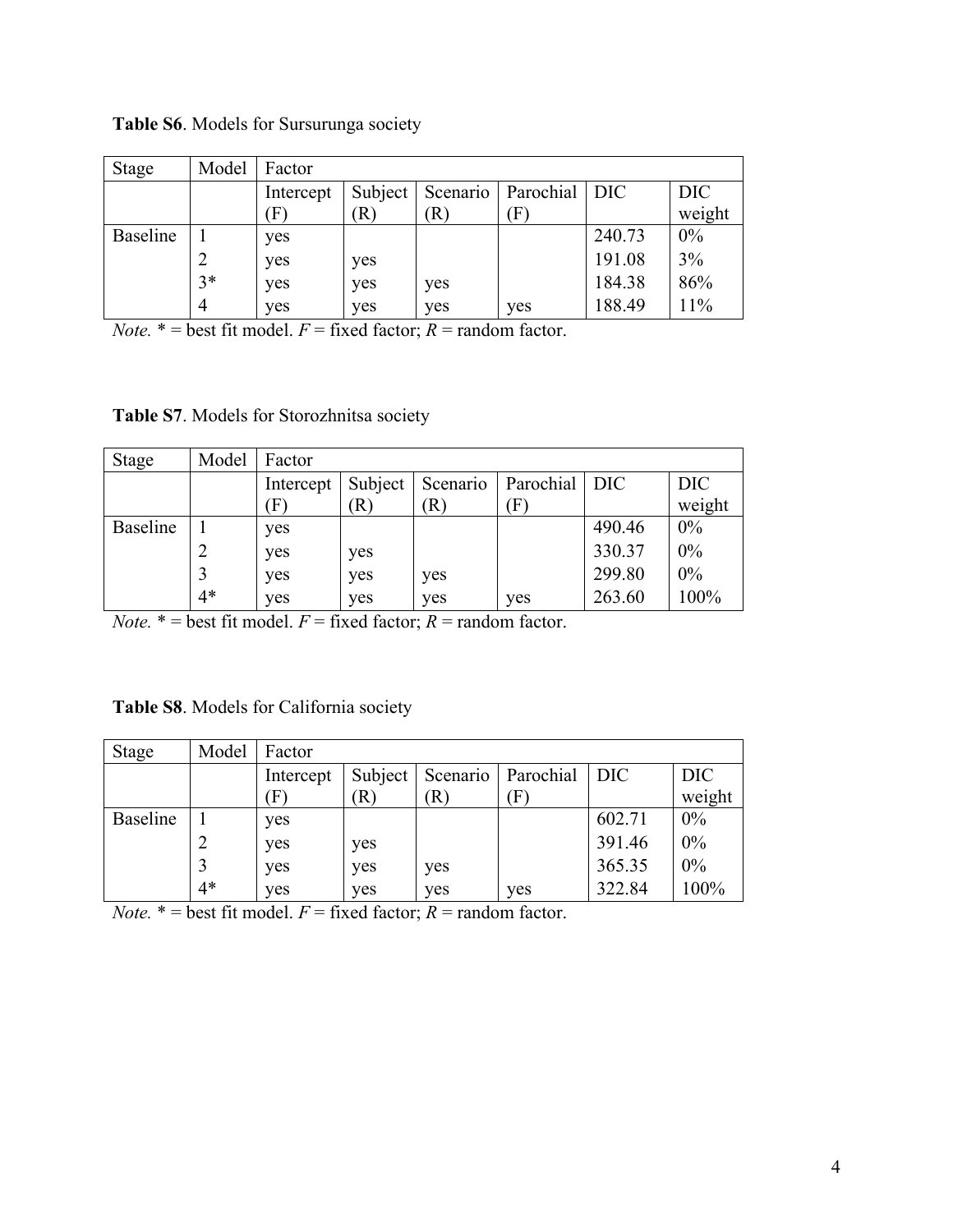**Table S6**. Models for Sursurunga society

| Stage | Model | Factor | | | | | |
|---|---|---|---|---|---|---|---|
| | | Intercept (F) | Subject (R) | Scenario (R) | Parochial (F) | DIC | DIC weight |
| Baseline | 1 | yes | | | | 240.73 | 0% |
| | 2 | yes | yes | | | 191.08 | 3% |
| | 3* | yes | yes | yes | | 184.38 | 86% |
| | 4 | yes | yes | yes | yes | 188.49 | 11% |

*Note.* * = best fit model. *F* = fixed factor; *R* = random factor.

**Table S7**. Models for Storozhnitsa society

| Stage | Model | Factor | | | | | |
|---|---|---|---|---|---|---|---|
| | | Intercept (F) | Subject (R) | Scenario (R) | Parochial (F) | DIC | DIC weight |
| Baseline | 1 | yes | | | | 490.46 | 0% |
| | 2 | yes | yes | | | 330.37 | 0% |
| | 3 | yes | yes | yes | | 299.80 | 0% |
| | 4* | yes | yes | yes | yes | 263.60 | 100% |

*Note.* * = best fit model. *F* = fixed factor; *R* = random factor.

**Table S8**. Models for California society

| Stage | Model | Factor | | | | | |
|---|---|---|---|---|---|---|---|
| | | Intercept (F) | Subject (R) | Scenario (R) | Parochial (F) | DIC | DIC weight |
| Baseline | 1 | yes | | | | 602.71 | 0% |
| | 2 | yes | yes | | | 391.46 | 0% |
| | 3 | yes | yes | yes | | 365.35 | 0% |
| | 4* | yes | yes | yes | yes | 322.84 | 100% |

*Note.* * = best fit model. *F* = fixed factor; *R* = random factor.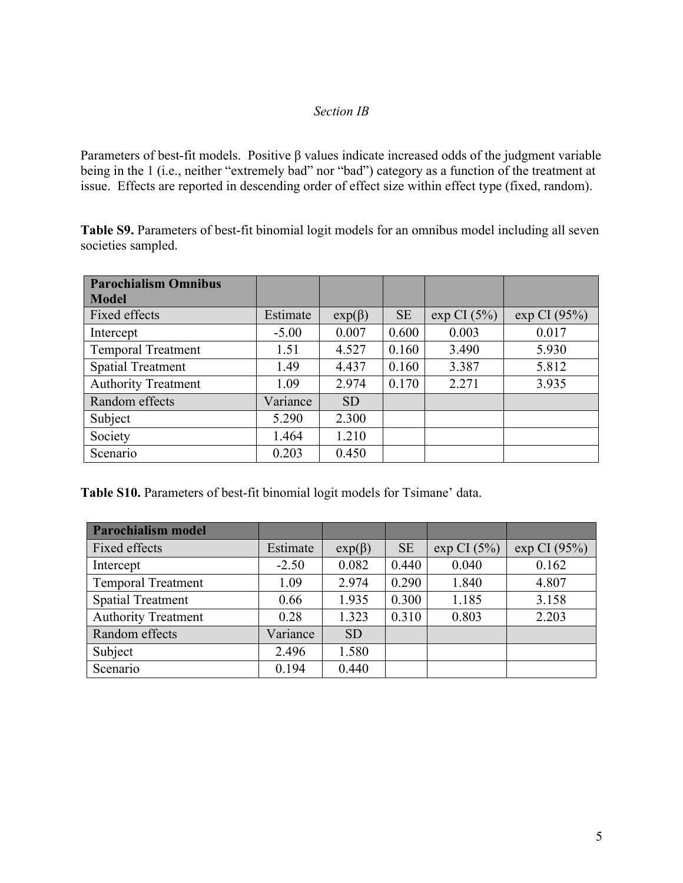*Section IB*

Parameters of best-fit models. Positive β values indicate increased odds of the judgment variable being in the 1 (i.e., neither "extremely bad" nor "bad") category as a function of the treatment at issue. Effects are reported in descending order of effect size within effect type (fixed, random).

**Table S9.** Parameters of best-fit binomial logit models for an omnibus model including all seven societies sampled.

| **Parochialism Omnibus Model** | | | | | |
|---|---|---|---|---|---|
| Fixed effects | Estimate | exp(β) | SE | exp CI (5%) | exp CI (95%) |
| Intercept | -5.00 | 0.007 | 0.600 | 0.003 | 0.017 |
| Temporal Treatment | 1.51 | 4.527 | 0.160 | 3.490 | 5.930 |
| Spatial Treatment | 1.49 | 4.437 | 0.160 | 3.387 | 5.812 |
| Authority Treatment | 1.09 | 2.974 | 0.170 | 2.271 | 3.935 |
| Random effects | Variance | SD | | | |
| Subject | 5.290 | 2.300 | | | |
| Society | 1.464 | 1.210 | | | |
| Scenario | 0.203 | 0.450 | | | |

**Table S10.** Parameters of best-fit binomial logit models for Tsimane' data.

| **Parochialism model** | | | | | |
|---|---|---|---|---|---|
| Fixed effects | Estimate | exp(β) | SE | exp CI (5%) | exp CI (95%) |
| Intercept | -2.50 | 0.082 | 0.440 | 0.040 | 0.162 |
| Temporal Treatment | 1.09 | 2.974 | 0.290 | 1.840 | 4.807 |
| Spatial Treatment | 0.66 | 1.935 | 0.300 | 1.185 | 3.158 |
| Authority Treatment | 0.28 | 1.323 | 0.310 | 0.803 | 2.203 |
| Random effects | Variance | SD | | | |
| Subject | 2.496 | 1.580 | | | |
| Scenario | 0.194 | 0.440 | | | |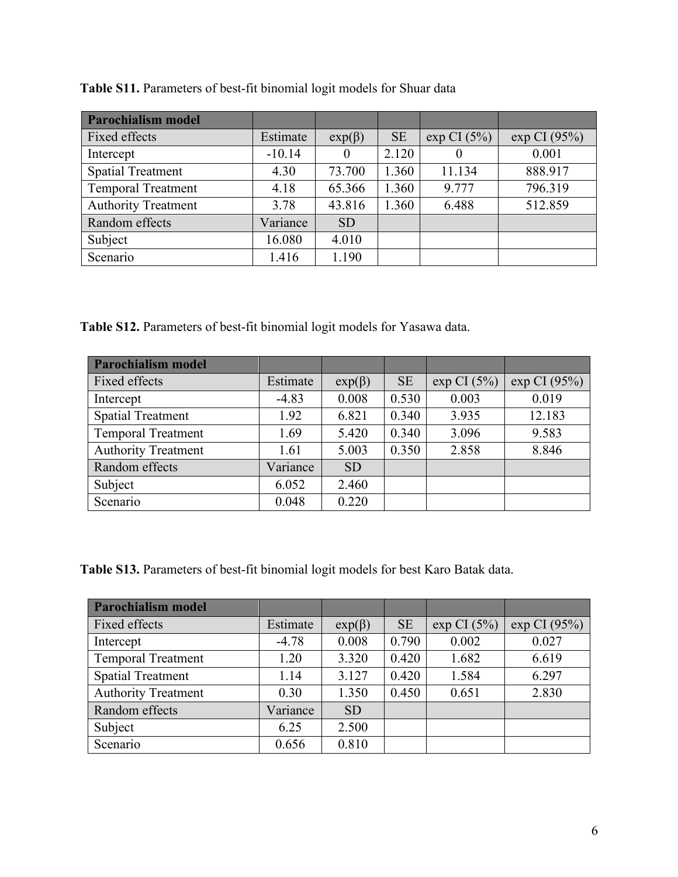**Table S11.** Parameters of best-fit binomial logit models for Shuar data

| **Parochialism model** | | | | | |
|---|---|---|---|---|---|
| Fixed effects | Estimate | exp(β) | SE | exp CI (5%) | exp CI (95%) |
| Intercept | -10.14 | 0 | 2.120 | 0 | 0.001 |
| Spatial Treatment | 4.30 | 73.700 | 1.360 | 11.134 | 888.917 |
| Temporal Treatment | 4.18 | 65.366 | 1.360 | 9.777 | 796.319 |
| Authority Treatment | 3.78 | 43.816 | 1.360 | 6.488 | 512.859 |
| Random effects | Variance | SD | | | |
| Subject | 16.080 | 4.010 | | | |
| Scenario | 1.416 | 1.190 | | | |

**Table S12.** Parameters of best-fit binomial logit models for Yasawa data.

| **Parochialism model** | | | | | |
|---|---|---|---|---|---|
| Fixed effects | Estimate | exp(β) | SE | exp CI (5%) | exp CI (95%) |
| Intercept | -4.83 | 0.008 | 0.530 | 0.003 | 0.019 |
| Spatial Treatment | 1.92 | 6.821 | 0.340 | 3.935 | 12.183 |
| Temporal Treatment | 1.69 | 5.420 | 0.340 | 3.096 | 9.583 |
| Authority Treatment | 1.61 | 5.003 | 0.350 | 2.858 | 8.846 |
| Random effects | Variance | SD | | | |
| Subject | 6.052 | 2.460 | | | |
| Scenario | 0.048 | 0.220 | | | |

**Table S13.** Parameters of best-fit binomial logit models for best Karo Batak data.

| **Parochialism model** | | | | | |
|---|---|---|---|---|---|
| Fixed effects | Estimate | exp(β) | SE | exp CI (5%) | exp CI (95%) |
| Intercept | -4.78 | 0.008 | 0.790 | 0.002 | 0.027 |
| Temporal Treatment | 1.20 | 3.320 | 0.420 | 1.682 | 6.619 |
| Spatial Treatment | 1.14 | 3.127 | 0.420 | 1.584 | 6.297 |
| Authority Treatment | 0.30 | 1.350 | 0.450 | 0.651 | 2.830 |
| Random effects | Variance | SD | | | |
| Subject | 6.25 | 2.500 | | | |
| Scenario | 0.656 | 0.810 | | | |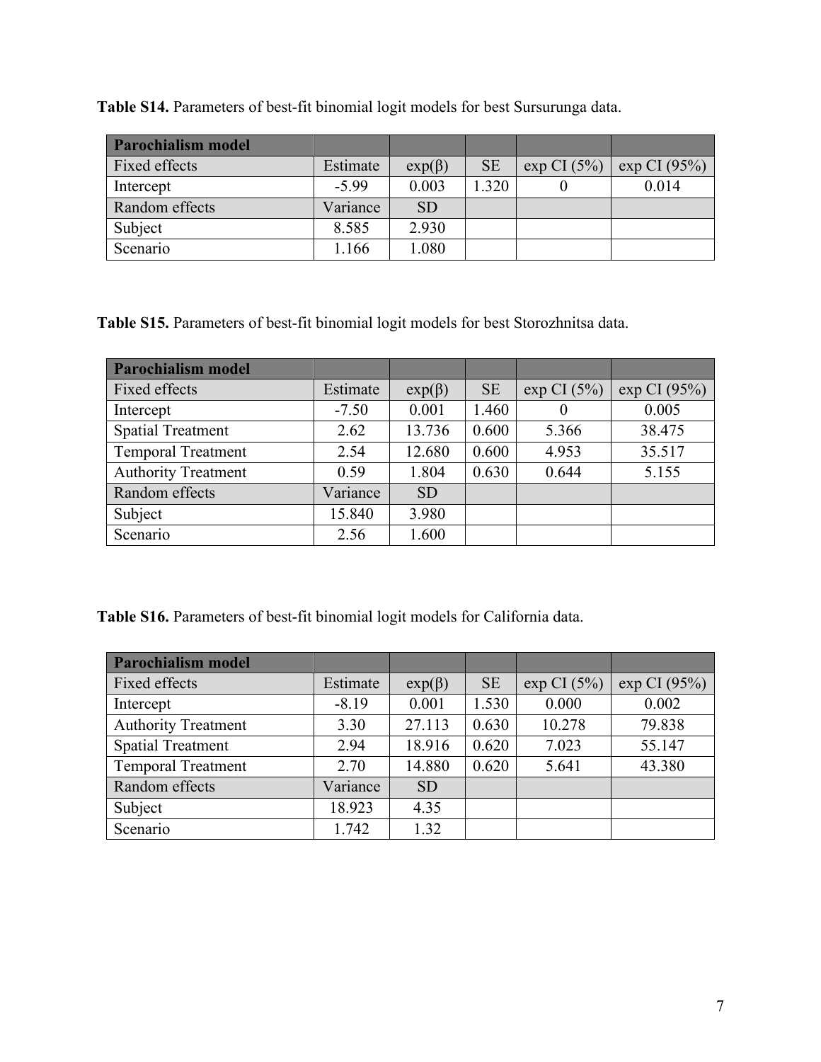**Table S14.** Parameters of best-fit binomial logit models for best Sursurunga data.

| Parochialism model | | | | | |
|---|---|---|---|---|---|
| Fixed effects | Estimate | exp(β) | SE | exp CI (5%) | exp CI (95%) |
| Intercept | -5.99 | 0.003 | 1.320 | 0 | 0.014 |
| Random effects | Variance | SD | | | |
| Subject | 8.585 | 2.930 | | | |
| Scenario | 1.166 | 1.080 | | | |

**Table S15.** Parameters of best-fit binomial logit models for best Storozhnitsa data.

| Parochialism model | | | | | |
|---|---|---|---|---|---|
| Fixed effects | Estimate | exp(β) | SE | exp CI (5%) | exp CI (95%) |
| Intercept | -7.50 | 0.001 | 1.460 | 0 | 0.005 |
| Spatial Treatment | 2.62 | 13.736 | 0.600 | 5.366 | 38.475 |
| Temporal Treatment | 2.54 | 12.680 | 0.600 | 4.953 | 35.517 |
| Authority Treatment | 0.59 | 1.804 | 0.630 | 0.644 | 5.155 |
| Random effects | Variance | SD | | | |
| Subject | 15.840 | 3.980 | | | |
| Scenario | 2.56 | 1.600 | | | |

**Table S16.** Parameters of best-fit binomial logit models for California data.

| Parochialism model | | | | | |
|---|---|---|---|---|---|
| Fixed effects | Estimate | exp(β) | SE | exp CI (5%) | exp CI (95%) |
| Intercept | -8.19 | 0.001 | 1.530 | 0.000 | 0.002 |
| Authority Treatment | 3.30 | 27.113 | 0.630 | 10.278 | 79.838 |
| Spatial Treatment | 2.94 | 18.916 | 0.620 | 7.023 | 55.147 |
| Temporal Treatment | 2.70 | 14.880 | 0.620 | 5.641 | 43.380 |
| Random effects | Variance | SD | | | |
| Subject | 18.923 | 4.35 | | | |
| Scenario | 1.742 | 1.32 | | | |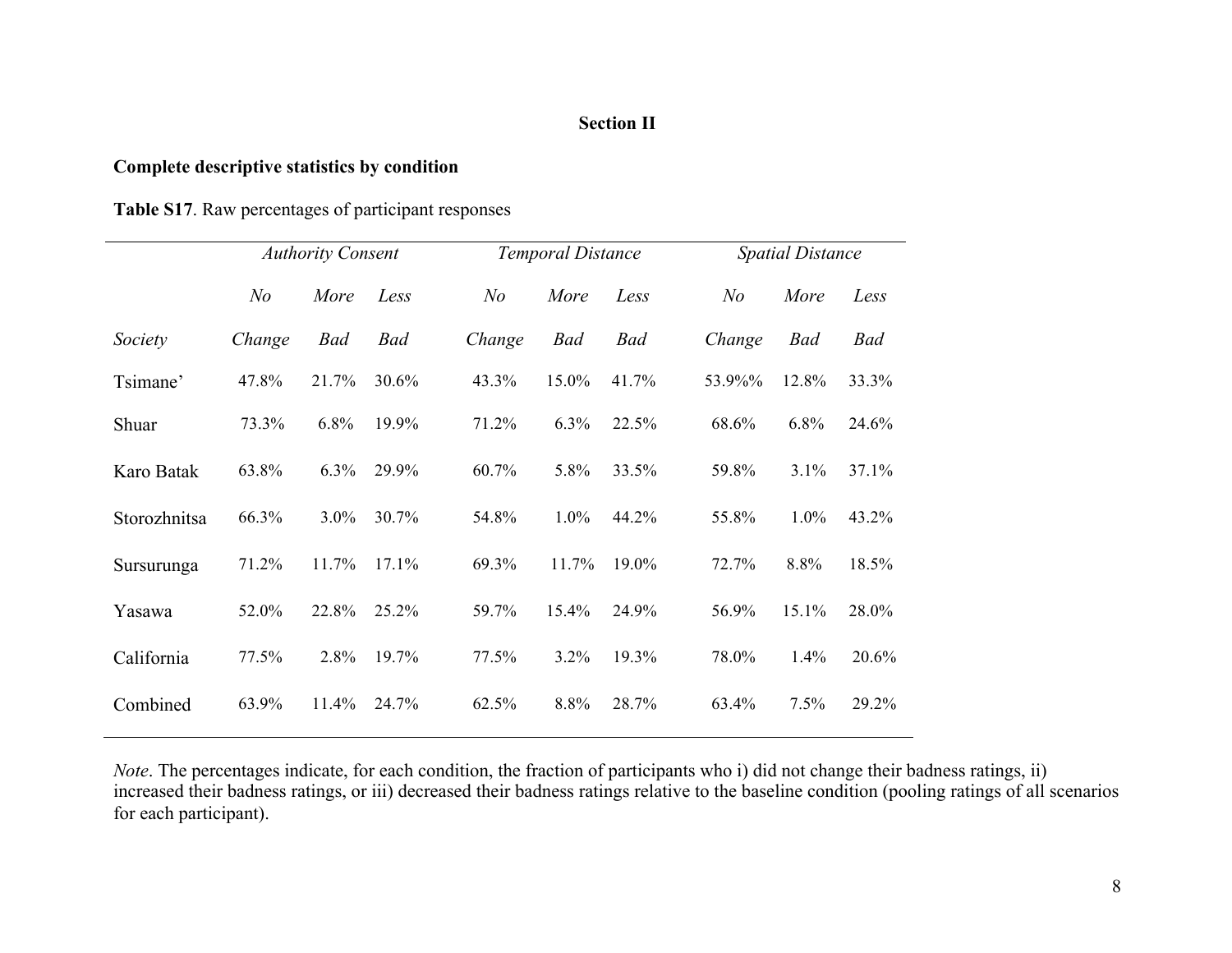## Section II

### Complete descriptive statistics by condition

**Table S17**. Raw percentages of participant responses

| | *Authority Consent* | | | *Temporal Distance* | | | *Spatial Distance* | | |
|---|---|---|---|---|---|---|---|---|---|
| *Society* | *No Change* | *More Bad* | *Less Bad* | *No Change* | *More Bad* | *Less Bad* | *No Change* | *More Bad* | *Less Bad* |
| Tsimane' | 47.8% | 21.7% | 30.6% | 43.3% | 15.0% | 41.7% | 53.9%% | 12.8% | 33.3% |
| Shuar | 73.3% | 6.8% | 19.9% | 71.2% | 6.3% | 22.5% | 68.6% | 6.8% | 24.6% |
| Karo Batak | 63.8% | 6.3% | 29.9% | 60.7% | 5.8% | 33.5% | 59.8% | 3.1% | 37.1% |
| Storozhnitsa | 66.3% | 3.0% | 30.7% | 54.8% | 1.0% | 44.2% | 55.8% | 1.0% | 43.2% |
| Sursurunga | 71.2% | 11.7% | 17.1% | 69.3% | 11.7% | 19.0% | 72.7% | 8.8% | 18.5% |
| Yasawa | 52.0% | 22.8% | 25.2% | 59.7% | 15.4% | 24.9% | 56.9% | 15.1% | 28.0% |
| California | 77.5% | 2.8% | 19.7% | 77.5% | 3.2% | 19.3% | 78.0% | 1.4% | 20.6% |
| Combined | 63.9% | 11.4% | 24.7% | 62.5% | 8.8% | 28.7% | 63.4% | 7.5% | 29.2% |

*Note*. The percentages indicate, for each condition, the fraction of participants who i) did not change their badness ratings, ii) increased their badness ratings, or iii) decreased their badness ratings relative to the baseline condition (pooling ratings of all scenarios for each participant).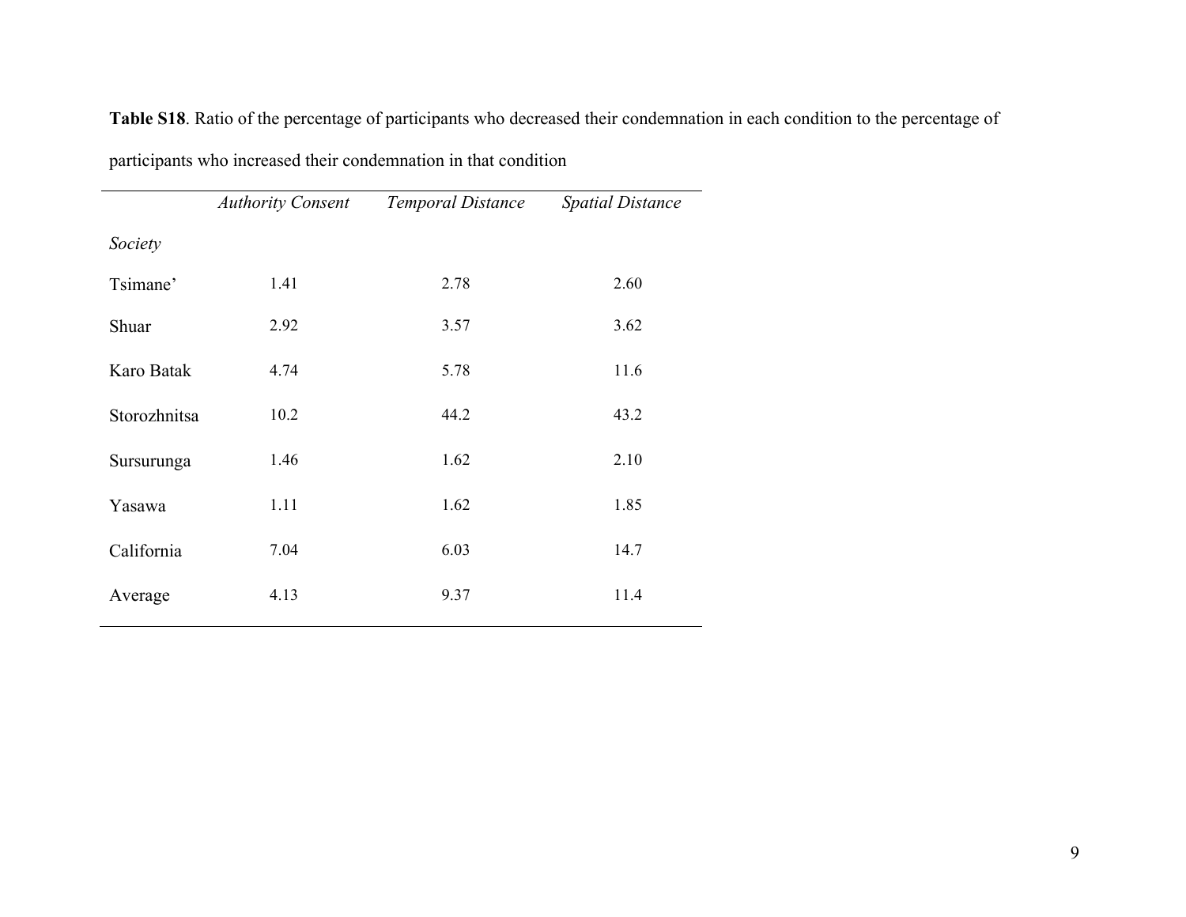**Table S18**. Ratio of the percentage of participants who decreased their condemnation in each condition to the percentage of participants who increased their condemnation in that condition

| | *Authority Consent* | *Temporal Distance* | *Spatial Distance* |
|---|---|---|---|
| *Society* | | | |
| Tsimane’ | 1.41 | 2.78 | 2.60 |
| Shuar | 2.92 | 3.57 | 3.62 |
| Karo Batak | 4.74 | 5.78 | 11.6 |
| Storozhnitsa | 10.2 | 44.2 | 43.2 |
| Sursurunga | 1.46 | 1.62 | 2.10 |
| Yasawa | 1.11 | 1.62 | 1.85 |
| California | 7.04 | 6.03 | 14.7 |
| Average | 4.13 | 9.37 | 11.4 |